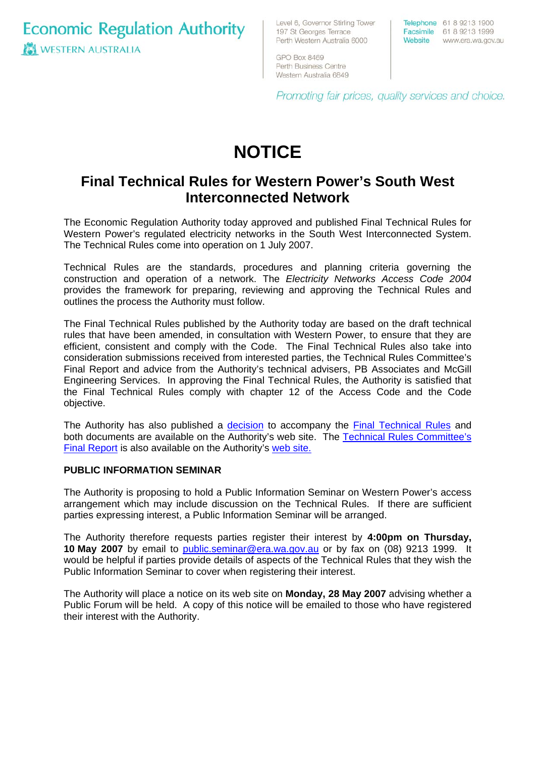Economic Regulation Authority
WESTERN AUSTRALIA

Level 6, Governor Stirling Tower
197 St Georges Terrace
Perth Western Australia 6000

GPO Box 8469
Perth Business Centre
Western Australia 6849

Telephone 61 8 9213 1900
Facsimile 61 8 9213 1999
Website www.era.wa.gov.au

*Promoting fair prices, quality services and choice.*

# NOTICE

## Final Technical Rules for Western Power's South West Interconnected Network

The Economic Regulation Authority today approved and published Final Technical Rules for Western Power's regulated electricity networks in the South West Interconnected System. The Technical Rules come into operation on 1 July 2007.

Technical Rules are the standards, procedures and planning criteria governing the construction and operation of a network. The *Electricity Networks Access Code 2004* provides the framework for preparing, reviewing and approving the Technical Rules and outlines the process the Authority must follow.

The Final Technical Rules published by the Authority today are based on the draft technical rules that have been amended, in consultation with Western Power, to ensure that they are efficient, consistent and comply with the Code. The Final Technical Rules also take into consideration submissions received from interested parties, the Technical Rules Committee's Final Report and advice from the Authority's technical advisers, PB Associates and McGill Engineering Services. In approving the Final Technical Rules, the Authority is satisfied that the Final Technical Rules comply with chapter 12 of the Access Code and the Code objective.

The Authority has also published a decision to accompany the Final Technical Rules and both documents are available on the Authority's web site. The Technical Rules Committee's Final Report is also available on the Authority's web site.

**PUBLIC INFORMATION SEMINAR**

The Authority is proposing to hold a Public Information Seminar on Western Power's access arrangement which may include discussion on the Technical Rules. If there are sufficient parties expressing interest, a Public Information Seminar will be arranged.

The Authority therefore requests parties register their interest by **4:00pm on Thursday, 10 May 2007** by email to public.seminar@era.wa.gov.au or by fax on (08) 9213 1999. It would be helpful if parties provide details of aspects of the Technical Rules that they wish the Public Information Seminar to cover when registering their interest.

The Authority will place a notice on its web site on **Monday, 28 May 2007** advising whether a Public Forum will be held. A copy of this notice will be emailed to those who have registered their interest with the Authority.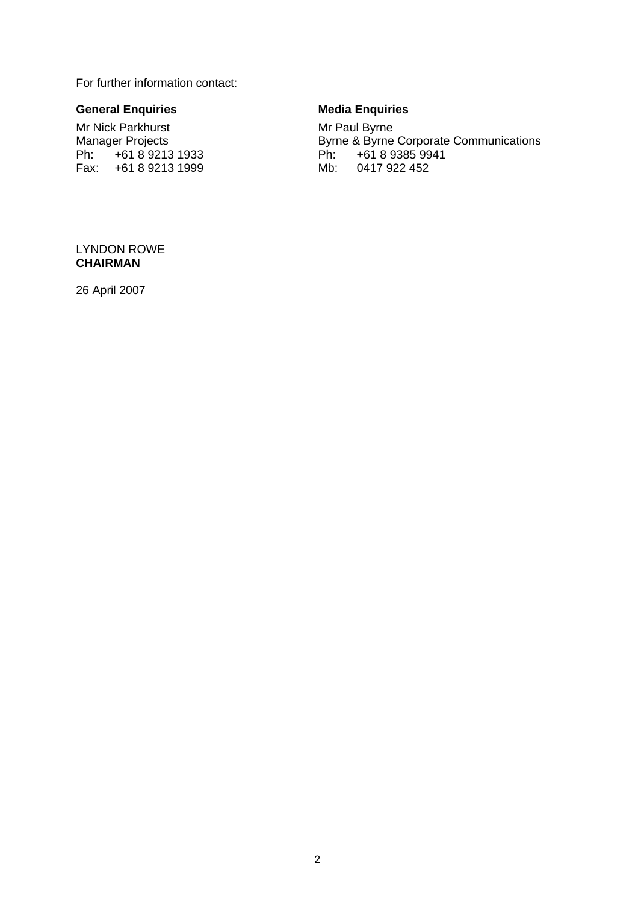For further information contact:

**General Enquiries**

Mr Nick Parkhurst
Manager Projects
Ph: +61 8 9213 1933
Fax: +61 8 9213 1999

**Media Enquiries**

Mr Paul Byrne
Byrne & Byrne Corporate Communications
Ph: +61 8 9385 9941
Mb: 0417 922 452

LYNDON ROWE
**CHAIRMAN**

26 April 2007